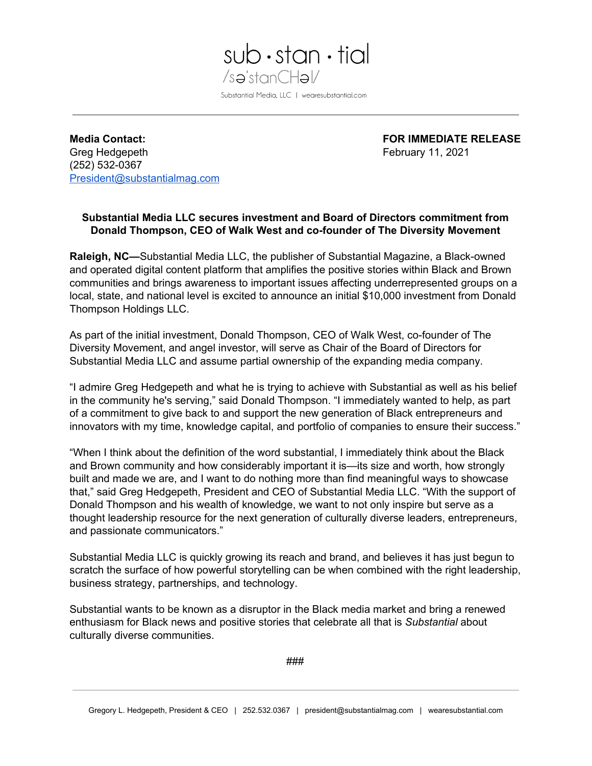sub · stan · tial
/səˈstanCHəl/
Substantial Media, LLC | wearesubstantial.com

---

**Media Contact:**
Greg Hedgepeth
(252) 532-0367
President@substantialmag.com

**FOR IMMEDIATE RELEASE**
February 11, 2021

**Substantial Media LLC secures investment and Board of Directors commitment from Donald Thompson, CEO of Walk West and co-founder of The Diversity Movement**

**Raleigh, NC—**Substantial Media LLC, the publisher of Substantial Magazine, a Black-owned and operated digital content platform that amplifies the positive stories within Black and Brown communities and brings awareness to important issues affecting underrepresented groups on a local, state, and national level is excited to announce an initial $10,000 investment from Donald Thompson Holdings LLC.

As part of the initial investment, Donald Thompson, CEO of Walk West, co-founder of The Diversity Movement, and angel investor, will serve as Chair of the Board of Directors for Substantial Media LLC and assume partial ownership of the expanding media company.

"I admire Greg Hedgepeth and what he is trying to achieve with Substantial as well as his belief in the community he's serving," said Donald Thompson. "I immediately wanted to help, as part of a commitment to give back to and support the new generation of Black entrepreneurs and innovators with my time, knowledge capital, and portfolio of companies to ensure their success."

"When I think about the definition of the word substantial, I immediately think about the Black and Brown community and how considerably important it is—its size and worth, how strongly built and made we are, and I want to do nothing more than find meaningful ways to showcase that," said Greg Hedgepeth, President and CEO of Substantial Media LLC. "With the support of Donald Thompson and his wealth of knowledge, we want to not only inspire but serve as a thought leadership resource for the next generation of culturally diverse leaders, entrepreneurs, and passionate communicators."

Substantial Media LLC is quickly growing its reach and brand, and believes it has just begun to scratch the surface of how powerful storytelling can be when combined with the right leadership, business strategy, partnerships, and technology.

Substantial wants to be known as a disruptor in the Black media market and bring a renewed enthusiasm for Black news and positive stories that celebrate all that is *Substantial* about culturally diverse communities.

###

---

Gregory L. Hedgepeth, President & CEO | 252.532.0367 | president@substantialmag.com | wearesubstantial.com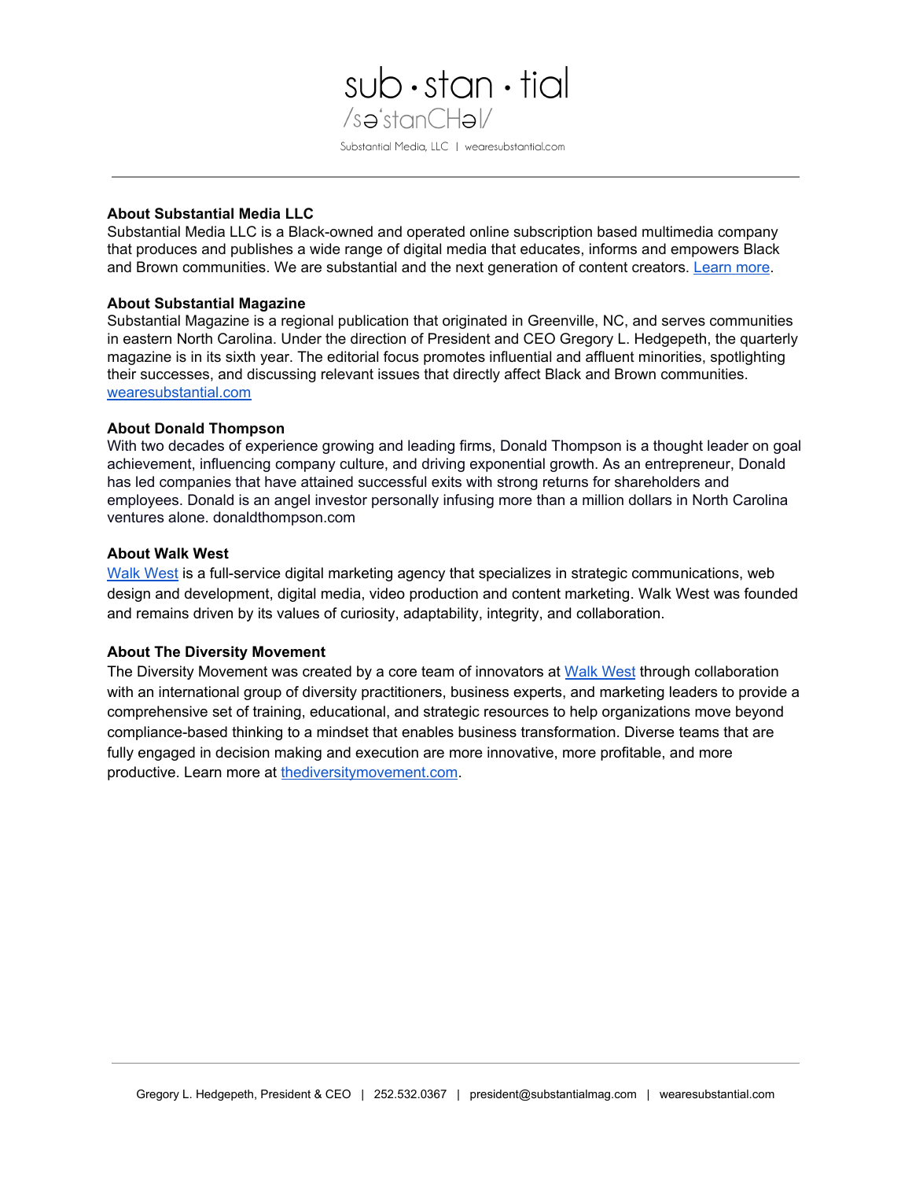sub · stan · tial

/səˈstanCHəl/

Substantial Media, LLC | wearesubstantial.com

---

**About Substantial Media LLC**

Substantial Media LLC is a Black-owned and operated online subscription based multimedia company that produces and publishes a wide range of digital media that educates, informs and empowers Black and Brown communities. We are substantial and the next generation of content creators. Learn more.

**About Substantial Magazine**

Substantial Magazine is a regional publication that originated in Greenville, NC, and serves communities in eastern North Carolina. Under the direction of President and CEO Gregory L. Hedgepeth, the quarterly magazine is in its sixth year. The editorial focus promotes influential and affluent minorities, spotlighting their successes, and discussing relevant issues that directly affect Black and Brown communities. wearesubstantial.com

**About Donald Thompson**

With two decades of experience growing and leading firms, Donald Thompson is a thought leader on goal achievement, influencing company culture, and driving exponential growth. As an entrepreneur, Donald has led companies that have attained successful exits with strong returns for shareholders and employees. Donald is an angel investor personally infusing more than a million dollars in North Carolina ventures alone. donaldthompson.com

**About Walk West**

Walk West is a full-service digital marketing agency that specializes in strategic communications, web design and development, digital media, video production and content marketing. Walk West was founded and remains driven by its values of curiosity, adaptability, integrity, and collaboration.

**About The Diversity Movement**

The Diversity Movement was created by a core team of innovators at Walk West through collaboration with an international group of diversity practitioners, business experts, and marketing leaders to provide a comprehensive set of training, educational, and strategic resources to help organizations move beyond compliance-based thinking to a mindset that enables business transformation. Diverse teams that are fully engaged in decision making and execution are more innovative, more profitable, and more productive. Learn more at thediversitymovement.com.

---

Gregory L. Hedgepeth, President & CEO | 252.532.0367 | president@substantialmag.com | wearesubstantial.com